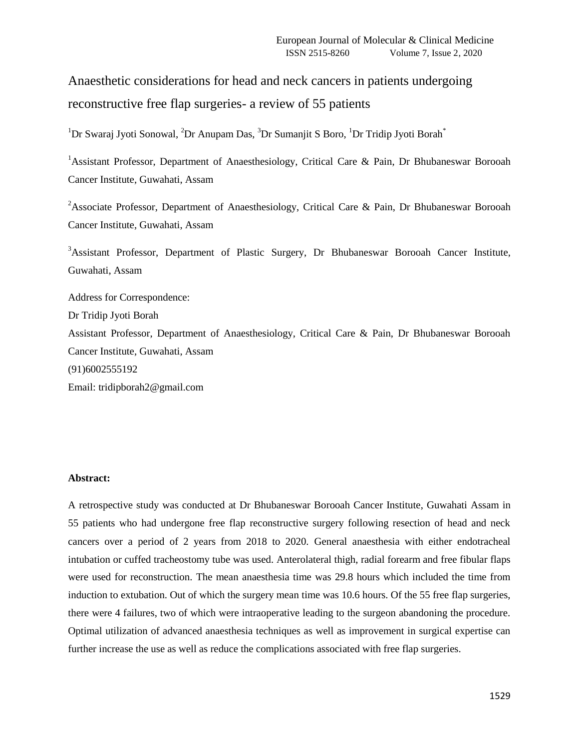# Anaesthetic considerations for head and neck cancers in patients undergoing reconstructive free flap surgeries- a review of 55 patients

[1]Dr Swaraj Jyoti Sonowal, [2]Dr Anupam Das, [3]Dr Sumanjit S Boro, [1]Dr Tridip Jyoti Borah[*]

[1]Assistant Professor, Department of Anaesthesiology, Critical Care & Pain, Dr Bhubaneswar Borooah Cancer Institute, Guwahati, Assam

[2]Associate Professor, Department of Anaesthesiology, Critical Care & Pain, Dr Bhubaneswar Borooah Cancer Institute, Guwahati, Assam

[3]Assistant Professor, Department of Plastic Surgery, Dr Bhubaneswar Borooah Cancer Institute, Guwahati, Assam

Address for Correspondence:
Dr Tridip Jyoti Borah
Assistant Professor, Department of Anaesthesiology, Critical Care & Pain, Dr Bhubaneswar Borooah Cancer Institute, Guwahati, Assam
(91)6002555192
Email: tridipborah2@gmail.com

**Abstract:**

A retrospective study was conducted at Dr Bhubaneswar Borooah Cancer Institute, Guwahati Assam in 55 patients who had undergone free flap reconstructive surgery following resection of head and neck cancers over a period of 2 years from 2018 to 2020. General anaesthesia with either endotracheal intubation or cuffed tracheostomy tube was used. Anterolateral thigh, radial forearm and free fibular flaps were used for reconstruction. The mean anaesthesia time was 29.8 hours which included the time from induction to extubation. Out of which the surgery mean time was 10.6 hours. Of the 55 free flap surgeries, there were 4 failures, two of which were intraoperative leading to the surgeon abandoning the procedure. Optimal utilization of advanced anaesthesia techniques as well as improvement in surgical expertise can further increase the use as well as reduce the complications associated with free flap surgeries.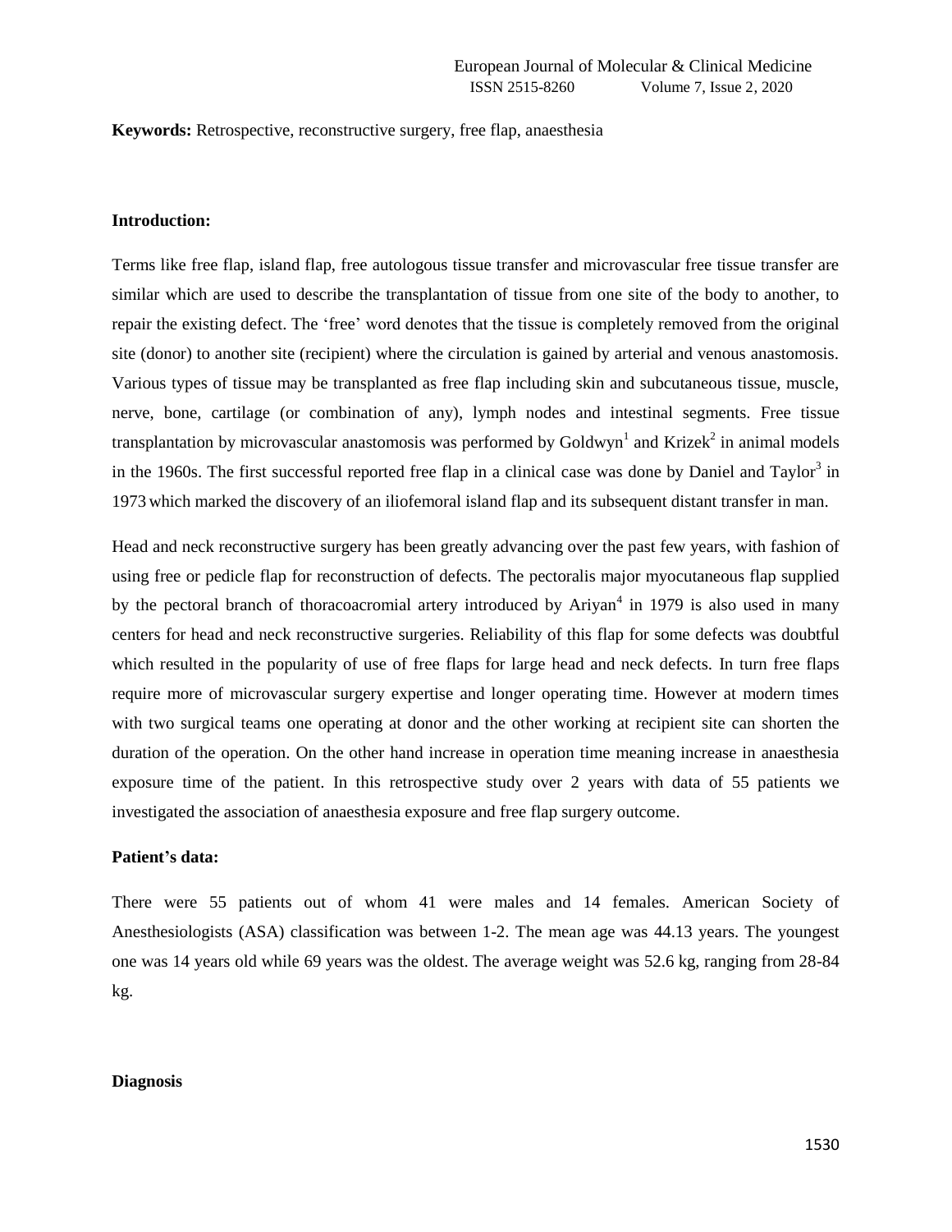**Keywords:** Retrospective, reconstructive surgery, free flap, anaesthesia

## Introduction:

Terms like free flap, island flap, free autologous tissue transfer and microvascular free tissue transfer are similar which are used to describe the transplantation of tissue from one site of the body to another, to repair the existing defect. The 'free' word denotes that the tissue is completely removed from the original site (donor) to another site (recipient) where the circulation is gained by arterial and venous anastomosis. Various types of tissue may be transplanted as free flap including skin and subcutaneous tissue, muscle, nerve, bone, cartilage (or combination of any), lymph nodes and intestinal segments. Free tissue transplantation by microvascular anastomosis was performed by Goldwyn[1] and Krizek[2] in animal models in the 1960s. The first successful reported free flap in a clinical case was done by Daniel and Taylor[3] in 1973 which marked the discovery of an iliofemoral island flap and its subsequent distant transfer in man.

Head and neck reconstructive surgery has been greatly advancing over the past few years, with fashion of using free or pedicle flap for reconstruction of defects. The pectoralis major myocutaneous flap supplied by the pectoral branch of thoracoacromial artery introduced by Ariyan[4] in 1979 is also used in many centers for head and neck reconstructive surgeries. Reliability of this flap for some defects was doubtful which resulted in the popularity of use of free flaps for large head and neck defects. In turn free flaps require more of microvascular surgery expertise and longer operating time. However at modern times with two surgical teams one operating at donor and the other working at recipient site can shorten the duration of the operation. On the other hand increase in operation time meaning increase in anaesthesia exposure time of the patient. In this retrospective study over 2 years with data of 55 patients we investigated the association of anaesthesia exposure and free flap surgery outcome.

## Patient's data:

There were 55 patients out of whom 41 were males and 14 females. American Society of Anesthesiologists (ASA) classification was between 1-2. The mean age was 44.13 years. The youngest one was 14 years old while 69 years was the oldest. The average weight was 52.6 kg, ranging from 28-84 kg.

## Diagnosis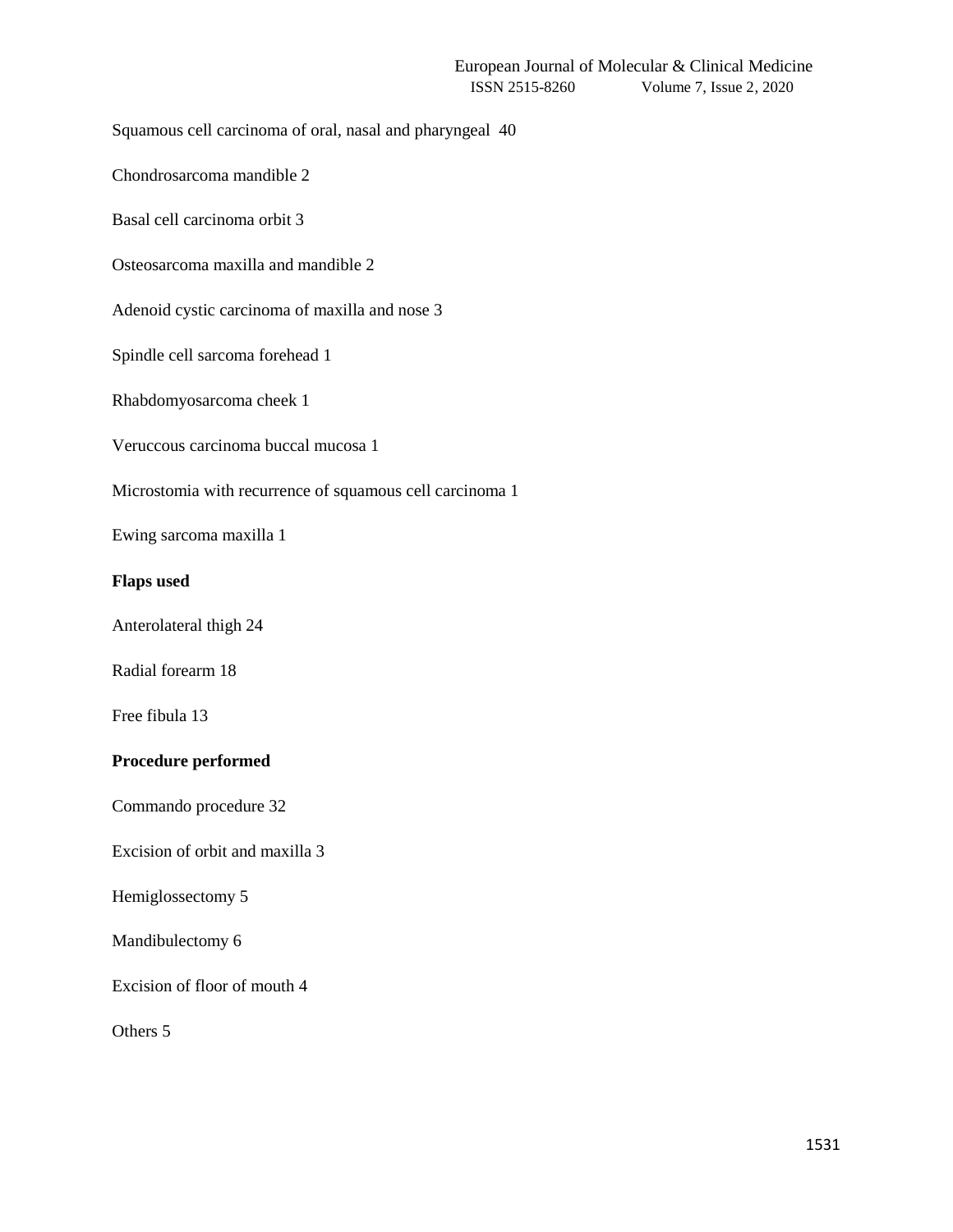Squamous cell carcinoma of oral, nasal and pharyngeal 40

Chondrosarcoma mandible 2

Basal cell carcinoma orbit 3

Osteosarcoma maxilla and mandible 2

Adenoid cystic carcinoma of maxilla and nose 3

Spindle cell sarcoma forehead 1

Rhabdomyosarcoma cheek 1

Veruccous carcinoma buccal mucosa 1

Microstomia with recurrence of squamous cell carcinoma 1

Ewing sarcoma maxilla 1

**Flaps used**

Anterolateral thigh 24

Radial forearm 18

Free fibula 13

**Procedure performed**

Commando procedure 32

Excision of orbit and maxilla 3

Hemiglossectomy 5

Mandibulectomy 6

Excision of floor of mouth 4

Others 5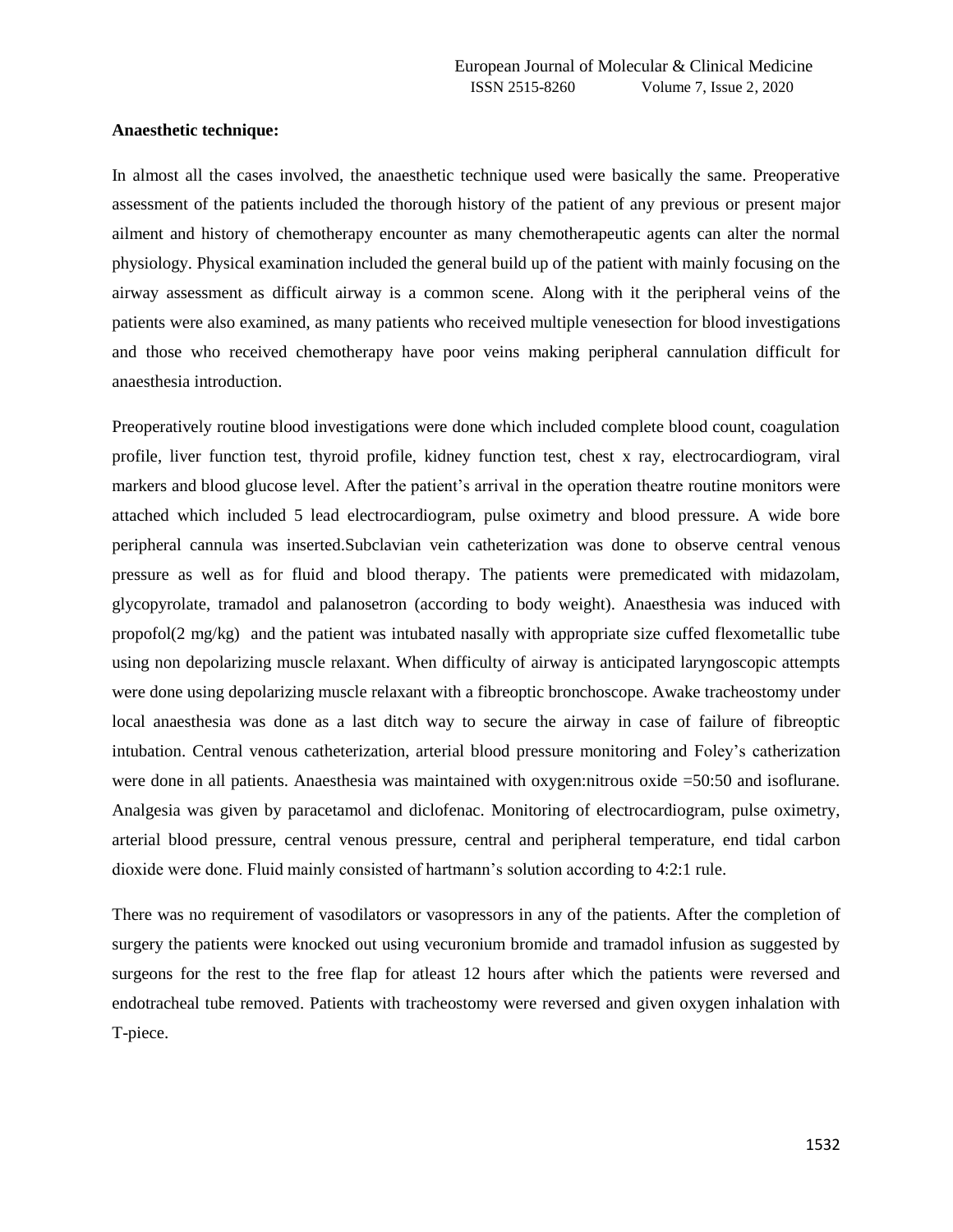**Anaesthetic technique:**

In almost all the cases involved, the anaesthetic technique used were basically the same. Preoperative assessment of the patients included the thorough history of the patient of any previous or present major ailment and history of chemotherapy encounter as many chemotherapeutic agents can alter the normal physiology. Physical examination included the general build up of the patient with mainly focusing on the airway assessment as difficult airway is a common scene. Along with it the peripheral veins of the patients were also examined, as many patients who received multiple venesection for blood investigations and those who received chemotherapy have poor veins making peripheral cannulation difficult for anaesthesia introduction.

Preoperatively routine blood investigations were done which included complete blood count, coagulation profile, liver function test, thyroid profile, kidney function test, chest x ray, electrocardiogram, viral markers and blood glucose level. After the patient's arrival in the operation theatre routine monitors were attached which included 5 lead electrocardiogram, pulse oximetry and blood pressure. A wide bore peripheral cannula was inserted.Subclavian vein catheterization was done to observe central venous pressure as well as for fluid and blood therapy. The patients were premedicated with midazolam, glycopyrolate, tramadol and palanosetron (according to body weight). Anaesthesia was induced with propofol(2 mg/kg) and the patient was intubated nasally with appropriate size cuffed flexometallic tube using non depolarizing muscle relaxant. When difficulty of airway is anticipated laryngoscopic attempts were done using depolarizing muscle relaxant with a fibreoptic bronchoscope. Awake tracheostomy under local anaesthesia was done as a last ditch way to secure the airway in case of failure of fibreoptic intubation. Central venous catheterization, arterial blood pressure monitoring and Foley's catherization were done in all patients. Anaesthesia was maintained with oxygen:nitrous oxide =50:50 and isoflurane. Analgesia was given by paracetamol and diclofenac. Monitoring of electrocardiogram, pulse oximetry, arterial blood pressure, central venous pressure, central and peripheral temperature, end tidal carbon dioxide were done. Fluid mainly consisted of hartmann's solution according to 4:2:1 rule.

There was no requirement of vasodilators or vasopressors in any of the patients. After the completion of surgery the patients were knocked out using vecuronium bromide and tramadol infusion as suggested by surgeons for the rest to the free flap for atleast 12 hours after which the patients were reversed and endotracheal tube removed. Patients with tracheostomy were reversed and given oxygen inhalation with T-piece.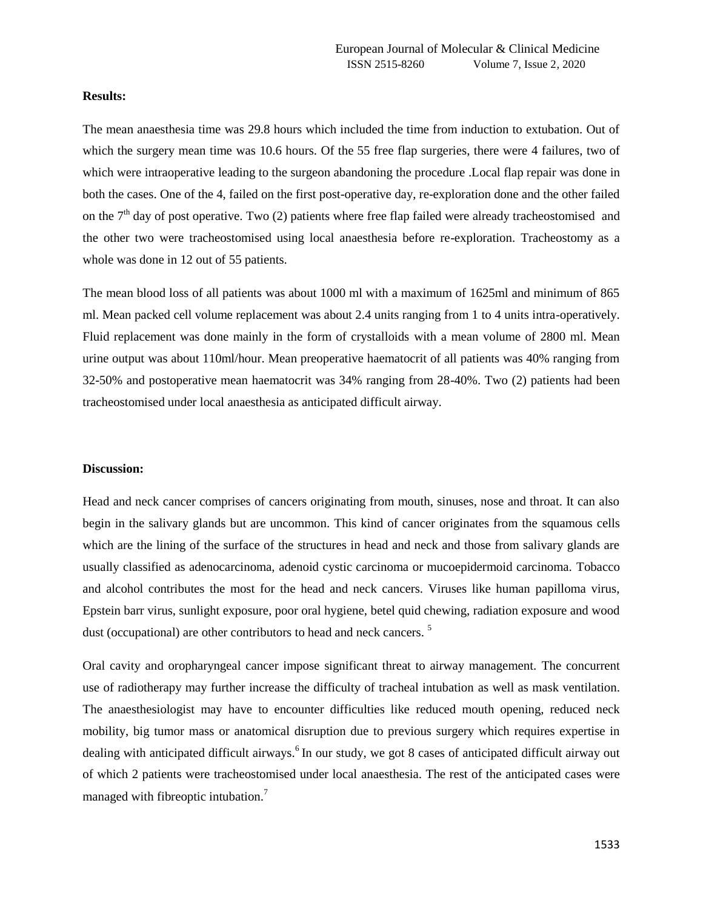**Results:**

The mean anaesthesia time was 29.8 hours which included the time from induction to extubation. Out of which the surgery mean time was 10.6 hours. Of the 55 free flap surgeries, there were 4 failures, two of which were intraoperative leading to the surgeon abandoning the procedure .Local flap repair was done in both the cases. One of the 4, failed on the first post-operative day, re-exploration done and the other failed on the 7th day of post operative. Two (2) patients where free flap failed were already tracheostomised and the other two were tracheostomised using local anaesthesia before re-exploration. Tracheostomy as a whole was done in 12 out of 55 patients.

The mean blood loss of all patients was about 1000 ml with a maximum of 1625ml and minimum of 865 ml. Mean packed cell volume replacement was about 2.4 units ranging from 1 to 4 units intra-operatively. Fluid replacement was done mainly in the form of crystalloids with a mean volume of 2800 ml. Mean urine output was about 110ml/hour. Mean preoperative haematocrit of all patients was 40% ranging from 32-50% and postoperative mean haematocrit was 34% ranging from 28-40%. Two (2) patients had been tracheostomised under local anaesthesia as anticipated difficult airway.

**Discussion:**

Head and neck cancer comprises of cancers originating from mouth, sinuses, nose and throat. It can also begin in the salivary glands but are uncommon. This kind of cancer originates from the squamous cells which are the lining of the surface of the structures in head and neck and those from salivary glands are usually classified as adenocarcinoma, adenoid cystic carcinoma or mucoepidermoid carcinoma. Tobacco and alcohol contributes the most for the head and neck cancers. Viruses like human papilloma virus, Epstein barr virus, sunlight exposure, poor oral hygiene, betel quid chewing, radiation exposure and wood dust (occupational) are other contributors to head and neck cancers. [5]

Oral cavity and oropharyngeal cancer impose significant threat to airway management. The concurrent use of radiotherapy may further increase the difficulty of tracheal intubation as well as mask ventilation. The anaesthesiologist may have to encounter difficulties like reduced mouth opening, reduced neck mobility, big tumor mass or anatomical disruption due to previous surgery which requires expertise in dealing with anticipated difficult airways.[6] In our study, we got 8 cases of anticipated difficult airway out of which 2 patients were tracheostomised under local anaesthesia. The rest of the anticipated cases were managed with fibreoptic intubation.[7]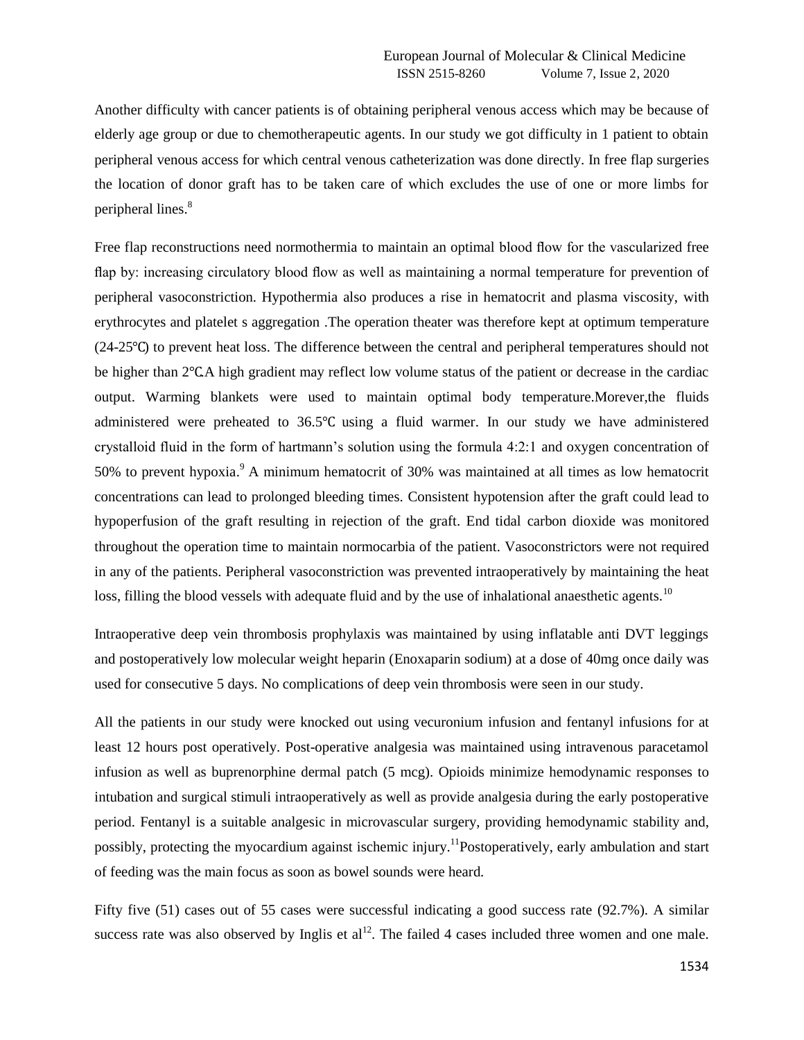Another difficulty with cancer patients is of obtaining peripheral venous access which may be because of elderly age group or due to chemotherapeutic agents. In our study we got difficulty in 1 patient to obtain peripheral venous access for which central venous catheterization was done directly. In free flap surgeries the location of donor graft has to be taken care of which excludes the use of one or more limbs for peripheral lines.[8]

Free flap reconstructions need normothermia to maintain an optimal blood flow for the vascularized free flap by: increasing circulatory blood flow as well as maintaining a normal temperature for prevention of peripheral vasoconstriction. Hypothermia also produces a rise in hematocrit and plasma viscosity, with erythrocytes and platelet s aggregation .The operation theater was therefore kept at optimum temperature (24-25℃) to prevent heat loss. The difference between the central and peripheral temperatures should not be higher than 2℃.A high gradient may reflect low volume status of the patient or decrease in the cardiac output. Warming blankets were used to maintain optimal body temperature.Morever,the fluids administered were preheated to 36.5℃ using a fluid warmer. In our study we have administered crystalloid fluid in the form of hartmann's solution using the formula 4:2:1 and oxygen concentration of 50% to prevent hypoxia.[9] A minimum hematocrit of 30% was maintained at all times as low hematocrit concentrations can lead to prolonged bleeding times. Consistent hypotension after the graft could lead to hypoperfusion of the graft resulting in rejection of the graft. End tidal carbon dioxide was monitored throughout the operation time to maintain normocarbia of the patient. Vasoconstrictors were not required in any of the patients. Peripheral vasoconstriction was prevented intraoperatively by maintaining the heat loss, filling the blood vessels with adequate fluid and by the use of inhalational anaesthetic agents.[10]

Intraoperative deep vein thrombosis prophylaxis was maintained by using inflatable anti DVT leggings and postoperatively low molecular weight heparin (Enoxaparin sodium) at a dose of 40mg once daily was used for consecutive 5 days. No complications of deep vein thrombosis were seen in our study.

All the patients in our study were knocked out using vecuronium infusion and fentanyl infusions for at least 12 hours post operatively. Post-operative analgesia was maintained using intravenous paracetamol infusion as well as buprenorphine dermal patch (5 mcg). Opioids minimize hemodynamic responses to intubation and surgical stimuli intraoperatively as well as provide analgesia during the early postoperative period. Fentanyl is a suitable analgesic in microvascular surgery, providing hemodynamic stability and, possibly, protecting the myocardium against ischemic injury.[11]Postoperatively, early ambulation and start of feeding was the main focus as soon as bowel sounds were heard.

Fifty five (51) cases out of 55 cases were successful indicating a good success rate (92.7%). A similar success rate was also observed by Inglis et al[12]. The failed 4 cases included three women and one male.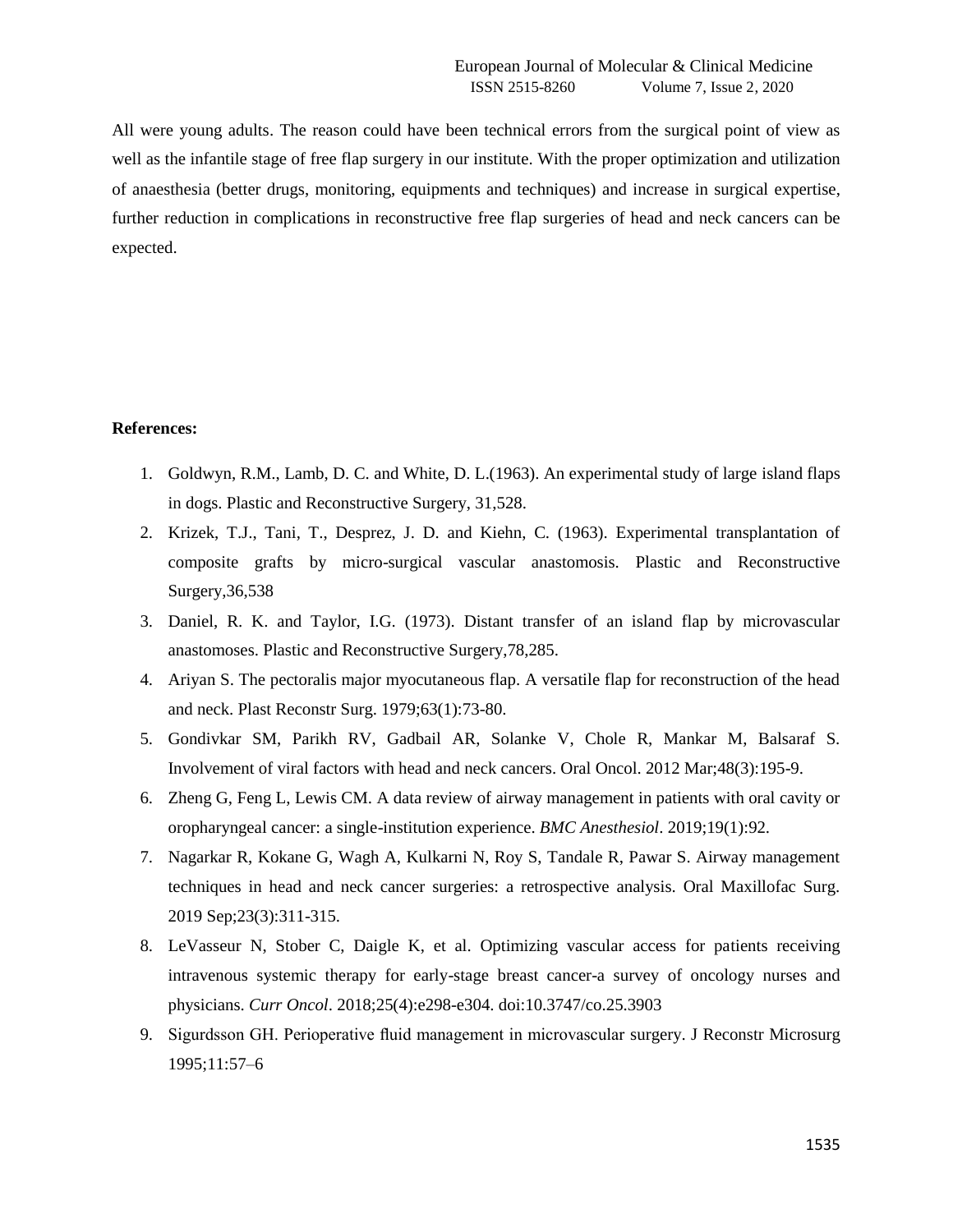All were young adults. The reason could have been technical errors from the surgical point of view as well as the infantile stage of free flap surgery in our institute. With the proper optimization and utilization of anaesthesia (better drugs, monitoring, equipments and techniques) and increase in surgical expertise, further reduction in complications in reconstructive free flap surgeries of head and neck cancers can be expected.

**References:**

1. Goldwyn, R.M., Lamb, D. C. and White, D. L.(1963). An experimental study of large island flaps in dogs. Plastic and Reconstructive Surgery, 31,528.
2. Krizek, T.J., Tani, T., Desprez, J. D. and Kiehn, C. (1963). Experimental transplantation of composite grafts by micro-surgical vascular anastomosis. Plastic and Reconstructive Surgery,36,538
3. Daniel, R. K. and Taylor, I.G. (1973). Distant transfer of an island flap by microvascular anastomoses. Plastic and Reconstructive Surgery,78,285.
4. Ariyan S. The pectoralis major myocutaneous flap. A versatile flap for reconstruction of the head and neck. Plast Reconstr Surg. 1979;63(1):73-80.
5. Gondivkar SM, Parikh RV, Gadbail AR, Solanke V, Chole R, Mankar M, Balsaraf S. Involvement of viral factors with head and neck cancers. Oral Oncol. 2012 Mar;48(3):195-9.
6. Zheng G, Feng L, Lewis CM. A data review of airway management in patients with oral cavity or oropharyngeal cancer: a single-institution experience. *BMC Anesthesiol*. 2019;19(1):92.
7. Nagarkar R, Kokane G, Wagh A, Kulkarni N, Roy S, Tandale R, Pawar S. Airway management techniques in head and neck cancer surgeries: a retrospective analysis. Oral Maxillofac Surg. 2019 Sep;23(3):311-315.
8. LeVasseur N, Stober C, Daigle K, et al. Optimizing vascular access for patients receiving intravenous systemic therapy for early-stage breast cancer-a survey of oncology nurses and physicians. *Curr Oncol*. 2018;25(4):e298-e304. doi:10.3747/co.25.3903
9. Sigurdsson GH. Perioperative fluid management in microvascular surgery. J Reconstr Microsurg 1995;11:57–6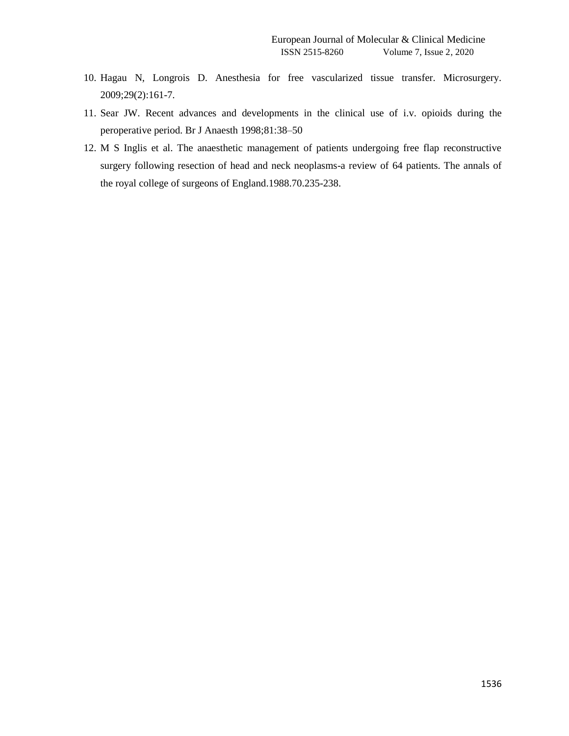10. Hagau N, Longrois D. Anesthesia for free vascularized tissue transfer. Microsurgery. 2009;29(2):161-7.
11. Sear JW. Recent advances and developments in the clinical use of i.v. opioids during the peroperative period. Br J Anaesth 1998;81:38–50
12. M S Inglis et al. The anaesthetic management of patients undergoing free flap reconstructive surgery following resection of head and neck neoplasms-a review of 64 patients. The annals of the royal college of surgeons of England.1988.70.235-238.